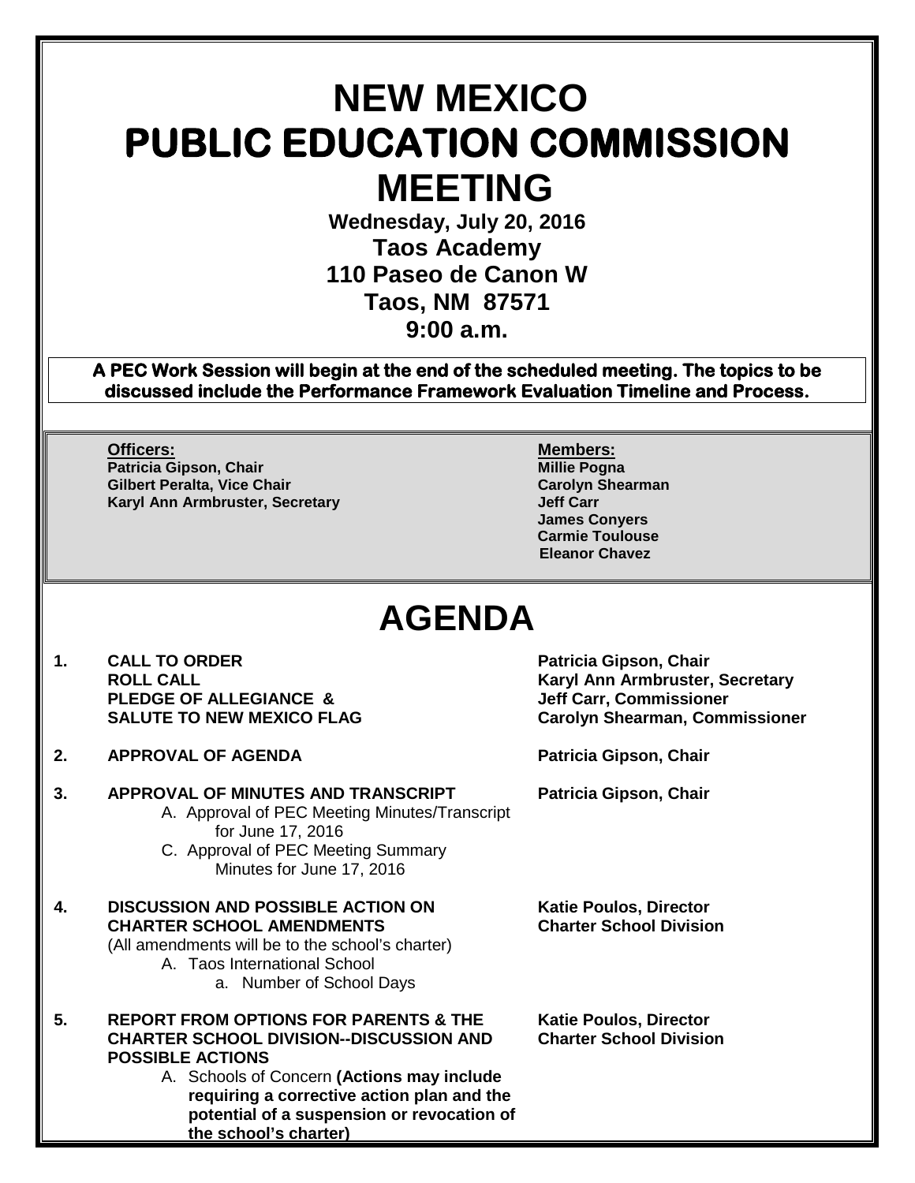# NEW MEXICO
# PUBLIC EDUCATION COMMISSION
# MEETING

**Wednesday, July 20, 2016**
**Taos Academy**
**110 Paseo de Canon W**
**Taos, NM 87571**
**9:00 a.m.**

**A PEC Work Session will begin at the end of the scheduled meeting. The topics to be discussed include the Performance Framework Evaluation Timeline and Process.**

**Officers:**
**Patricia Gipson, Chair**
**Gilbert Peralta, Vice Chair**
**Karyl Ann Armbruster, Secretary**

**Members:**
**Millie Pogna**
**Carolyn Shearman**
**Jeff Carr**
**James Conyers**
**Carmie Toulouse**
**Eleanor Chavez**

# AGENDA

1. **CALL TO ORDER** — **Patricia Gipson, Chair**
   **ROLL CALL** — **Karyl Ann Armbruster, Secretary**
   **PLEDGE OF ALLEGIANCE &** — **Jeff Carr, Commissioner**
   **SALUTE TO NEW MEXICO FLAG** — **Carolyn Shearman, Commissioner**

2. **APPROVAL OF AGENDA** — **Patricia Gipson, Chair**

3. **APPROVAL OF MINUTES AND TRANSCRIPT** — **Patricia Gipson, Chair**
   A. Approval of PEC Meeting Minutes/Transcript for June 17, 2016
   C. Approval of PEC Meeting Summary Minutes for June 17, 2016

4. **DISCUSSION AND POSSIBLE ACTION ON CHARTER SCHOOL AMENDMENTS** — **Katie Poulos, Director, Charter School Division**
   (All amendments will be to the school's charter)
   A. Taos International School
      a. Number of School Days

5. **REPORT FROM OPTIONS FOR PARENTS & THE CHARTER SCHOOL DIVISION--DISCUSSION AND POSSIBLE ACTIONS** — **Katie Poulos, Director, Charter School Division**
   A. Schools of Concern **(Actions may include requiring a corrective action plan and the potential of a suspension or revocation of the school's charter)**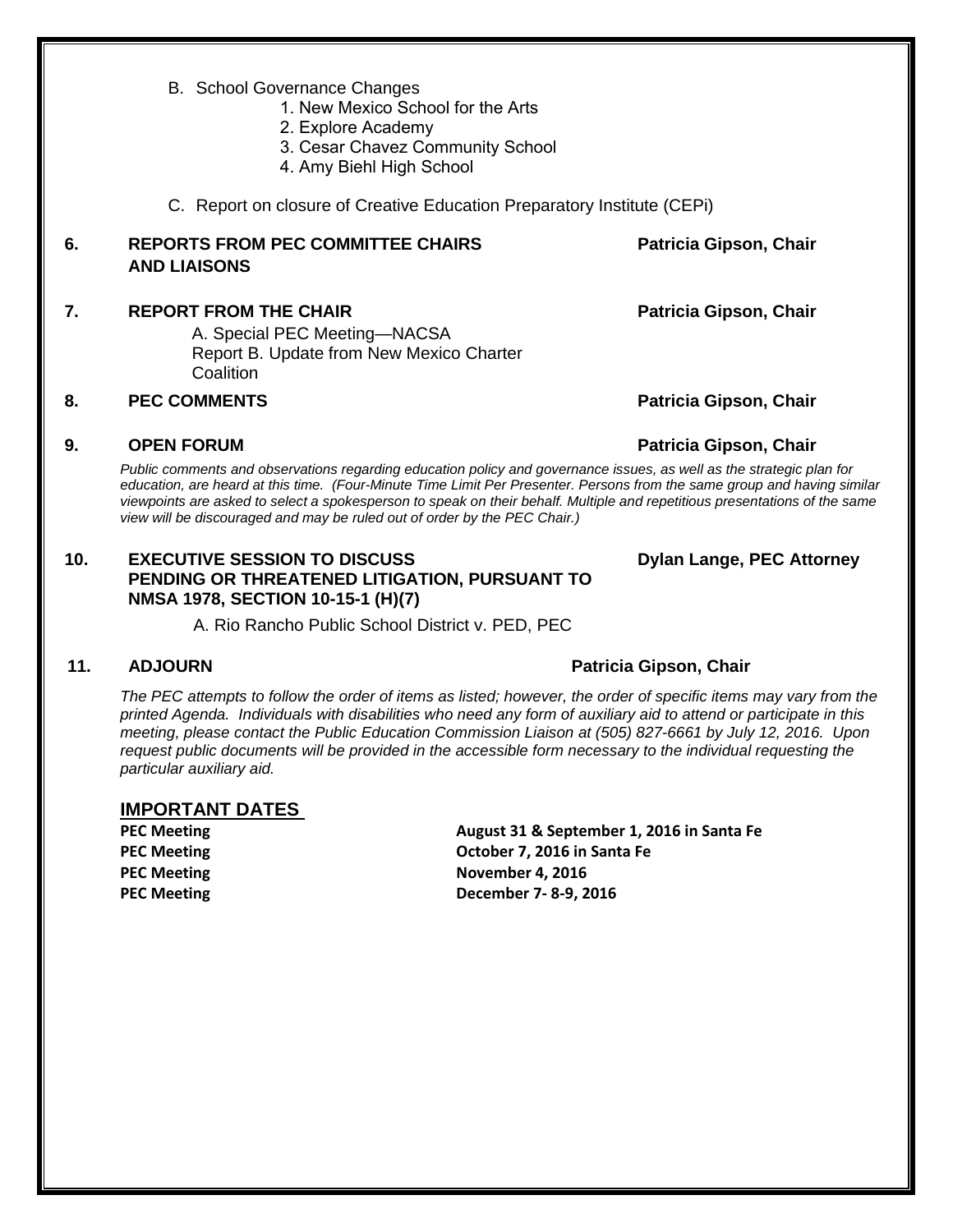B. School Governance Changes

1. New Mexico School for the Arts
2. Explore Academy
3. Cesar Chavez Community School
4. Amy Biehl High School

C. Report on closure of Creative Education Preparatory Institute (CEPi)

**6. REPORTS FROM PEC COMMITTEE CHAIRS AND LIAISONS** — **Patricia Gipson, Chair**

**7. REPORT FROM THE CHAIR** — **Patricia Gipson, Chair**

A. Special PEC Meeting—NACSA Report B. Update from New Mexico Charter Coalition

**8. PEC COMMENTS** — **Patricia Gipson, Chair**

**9. OPEN FORUM** — **Patricia Gipson, Chair**

*Public comments and observations regarding education policy and governance issues, as well as the strategic plan for education, are heard at this time. (Four-Minute Time Limit Per Presenter. Persons from the same group and having similar viewpoints are asked to select a spokesperson to speak on their behalf. Multiple and repetitious presentations of the same view will be discouraged and may be ruled out of order by the PEC Chair.)*

**10. EXECUTIVE SESSION TO DISCUSS PENDING OR THREATENED LITIGATION, PURSUANT TO NMSA 1978, SECTION 10-15-1 (H)(7)** — **Dylan Lange, PEC Attorney**

A. Rio Rancho Public School District v. PED, PEC

**11. ADJOURN** — **Patricia Gipson, Chair**

*The PEC attempts to follow the order of items as listed; however, the order of specific items may vary from the printed Agenda. Individuals with disabilities who need any form of auxiliary aid to attend or participate in this meeting, please contact the Public Education Commission Liaison at (505) 827-6661 by July 12, 2016. Upon request public documents will be provided in the accessible form necessary to the individual requesting the particular auxiliary aid.*

## IMPORTANT DATES

| | |
|---|---|
| **PEC Meeting** | **August 31 & September 1, 2016 in Santa Fe** |
| **PEC Meeting** | **October 7, 2016 in Santa Fe** |
| **PEC Meeting** | **November 4, 2016** |
| **PEC Meeting** | **December 7- 8-9, 2016** |